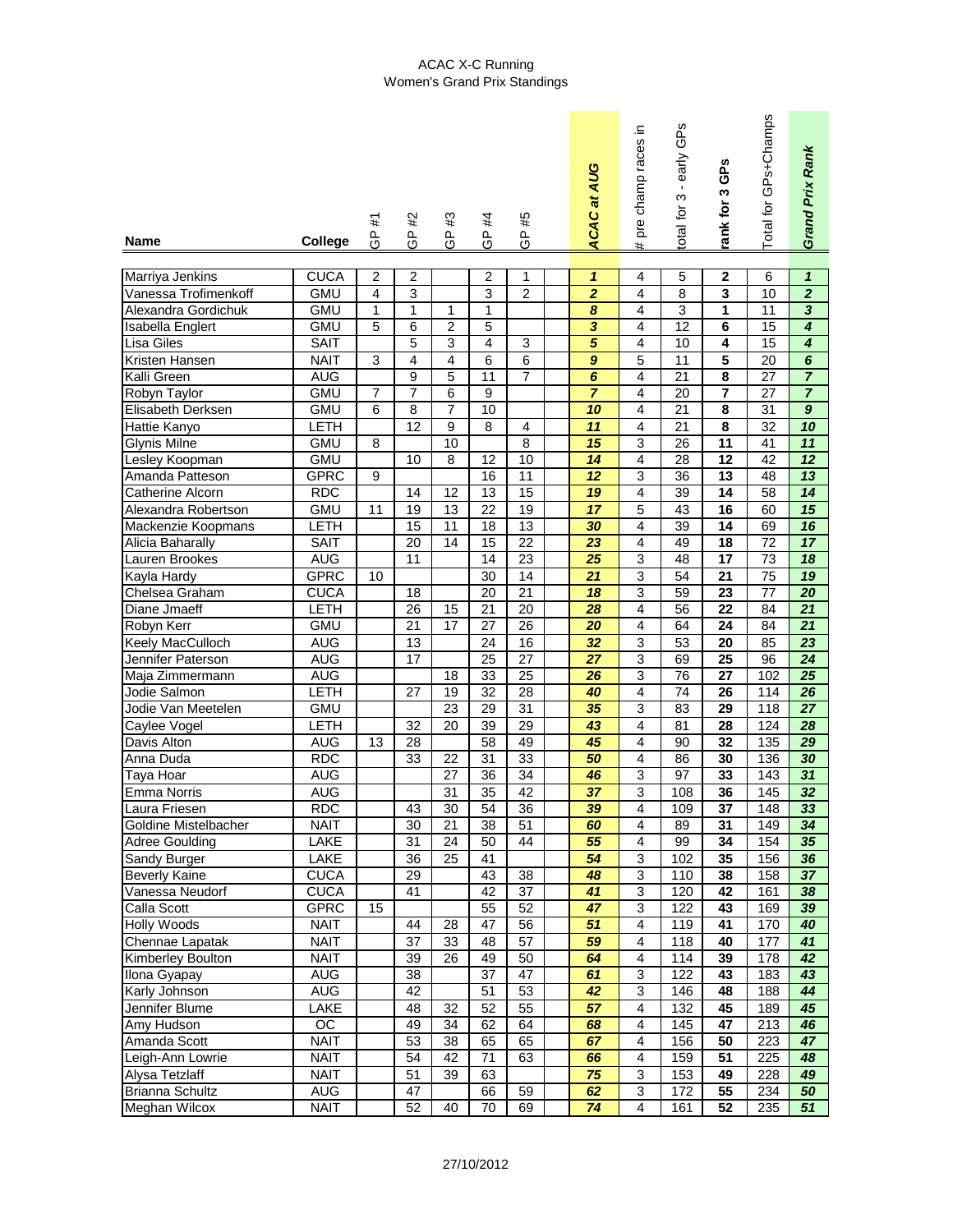ACAC X-C Running
Women's Grand Prix Standings

| Name | College | GP #1 | GP #2 | GP #3 | GP #4 | GP #5 | | *ACAC at AUG* | # pre champ races in | total for 3 - early GPs | rank for 3 GPs | Total for GPs+Champs | *Grand Prix Rank* |
|---|---|---|---|---|---|---|---|---|---|---|---|---|---|
| Marriya Jenkins | CUCA | 2 | 2 | | 2 | 1 | | *1* | 4 | 5 | 2 | 6 | *1* |
| Vanessa Trofimenkoff | GMU | 4 | 3 | | 3 | 2 | | *2* | 4 | 8 | 3 | 10 | *2* |
| Alexandra Gordichuk | GMU | 1 | 1 | 1 | 1 | | | *8* | 4 | 3 | 1 | 11 | *3* |
| Isabella Englert | GMU | 5 | 6 | 2 | 5 | | | *3* | 4 | 12 | 6 | 15 | *4* |
| Lisa Giles | SAIT | | 5 | 3 | 4 | 3 | | *5* | 4 | 10 | 4 | 15 | *4* |
| Kristen Hansen | NAIT | 3 | 4 | 4 | 6 | 6 | | *9* | 5 | 11 | 5 | 20 | *6* |
| Kalli Green | AUG | | 9 | 5 | 11 | 7 | | *6* | 4 | 21 | 8 | 27 | *7* |
| Robyn Taylor | GMU | 7 | 7 | 6 | 9 | | | *7* | 4 | 20 | 7 | 27 | *7* |
| Elisabeth Derksen | GMU | 6 | 8 | 7 | 10 | | | *10* | 4 | 21 | 8 | 31 | *9* |
| Hattie Kanyo | LETH | | 12 | 9 | 8 | 4 | | *11* | 4 | 21 | 8 | 32 | *10* |
| Glynis Milne | GMU | 8 | | 10 | | 8 | | *15* | 3 | 26 | 11 | 41 | *11* |
| Lesley Koopman | GMU | | 10 | 8 | 12 | 10 | | *14* | 4 | 28 | 12 | 42 | *12* |
| Amanda Patteson | GPRC | 9 | | | 16 | 11 | | *12* | 3 | 36 | 13 | 48 | *13* |
| Catherine Alcorn | RDC | | 14 | 12 | 13 | 15 | | *19* | 4 | 39 | 14 | 58 | *14* |
| Alexandra Robertson | GMU | 11 | 19 | 13 | 22 | 19 | | *17* | 5 | 43 | 16 | 60 | *15* |
| Mackenzie Koopmans | LETH | | 15 | 11 | 18 | 13 | | *30* | 4 | 39 | 14 | 69 | *16* |
| Alicia Baharally | SAIT | | 20 | 14 | 15 | 22 | | *23* | 4 | 49 | 18 | 72 | *17* |
| Lauren Brookes | AUG | | 11 | | 14 | 23 | | *25* | 3 | 48 | 17 | 73 | *18* |
| Kayla Hardy | GPRC | 10 | | | 30 | 14 | | *21* | 3 | 54 | 21 | 75 | *19* |
| Chelsea Graham | CUCA | | 18 | | 20 | 21 | | *18* | 3 | 59 | 23 | 77 | *20* |
| Diane Jmaeff | LETH | | 26 | 15 | 21 | 20 | | *28* | 4 | 56 | 22 | 84 | *21* |
| Robyn Kerr | GMU | | 21 | 17 | 27 | 26 | | *20* | 4 | 64 | 24 | 84 | *21* |
| Keely MacCulloch | AUG | | 13 | | 24 | 16 | | *32* | 3 | 53 | 20 | 85 | *23* |
| Jennifer Paterson | AUG | | 17 | | 25 | 27 | | *27* | 3 | 69 | 25 | 96 | *24* |
| Maja Zimmermann | AUG | | | 18 | 33 | 25 | | *26* | 3 | 76 | 27 | 102 | *25* |
| Jodie Salmon | LETH | | 27 | 19 | 32 | 28 | | *40* | 4 | 74 | 26 | 114 | *26* |
| Jodie Van Meetelen | GMU | | | 23 | 29 | 31 | | *35* | 3 | 83 | 29 | 118 | *27* |
| Caylee Vogel | LETH | | 32 | 20 | 39 | 29 | | *43* | 4 | 81 | 28 | 124 | *28* |
| Davis Alton | AUG | 13 | 28 | | 58 | 49 | | *45* | 4 | 90 | 32 | 135 | *29* |
| Anna Duda | RDC | | 33 | 22 | 31 | 33 | | *50* | 4 | 86 | 30 | 136 | *30* |
| Taya Hoar | AUG | | | 27 | 36 | 34 | | *46* | 3 | 97 | 33 | 143 | *31* |
| Emma Norris | AUG | | | 31 | 35 | 42 | | *37* | 3 | 108 | 36 | 145 | *32* |
| Laura Friesen | RDC | | 43 | 30 | 54 | 36 | | *39* | 4 | 109 | 37 | 148 | *33* |
| Goldine Mistelbacher | NAIT | | 30 | 21 | 38 | 51 | | *60* | 4 | 89 | 31 | 149 | *34* |
| Adree Goulding | LAKE | | 31 | 24 | 50 | 44 | | *55* | 4 | 99 | 34 | 154 | *35* |
| Sandy Burger | LAKE | | 36 | 25 | 41 | | | *54* | 3 | 102 | 35 | 156 | *36* |
| Beverly Kaine | CUCA | | 29 | | 43 | 38 | | *48* | 3 | 110 | 38 | 158 | *37* |
| Vanessa Neudorf | CUCA | | 41 | | 42 | 37 | | *41* | 3 | 120 | 42 | 161 | *38* |
| Calla Scott | GPRC | 15 | | | 55 | 52 | | *47* | 3 | 122 | 43 | 169 | *39* |
| Holly Woods | NAIT | | 44 | 28 | 47 | 56 | | *51* | 4 | 119 | 41 | 170 | *40* |
| Chennae Lapatak | NAIT | | 37 | 33 | 48 | 57 | | *59* | 4 | 118 | 40 | 177 | *41* |
| Kimberley Boulton | NAIT | | 39 | 26 | 49 | 50 | | *64* | 4 | 114 | 39 | 178 | *42* |
| Ilona Gyapay | AUG | | 38 | | 37 | 47 | | *61* | 3 | 122 | 43 | 183 | *43* |
| Karly Johnson | AUG | | 42 | | 51 | 53 | | *42* | 3 | 146 | 48 | 188 | *44* |
| Jennifer Blume | LAKE | | 48 | 32 | 52 | 55 | | *57* | 4 | 132 | 45 | 189 | *45* |
| Amy Hudson | OC | | 49 | 34 | 62 | 64 | | *68* | 4 | 145 | 47 | 213 | *46* |
| Amanda Scott | NAIT | | 53 | 38 | 65 | 65 | | *67* | 4 | 156 | 50 | 223 | *47* |
| Leigh-Ann Lowrie | NAIT | | 54 | 42 | 71 | 63 | | *66* | 4 | 159 | 51 | 225 | *48* |
| Alysa Tetzlaff | NAIT | | 51 | 39 | 63 | | | *75* | 3 | 153 | 49 | 228 | *49* |
| Brianna Schultz | AUG | | 47 | | 66 | 59 | | *62* | 3 | 172 | 55 | 234 | *50* |
| Meghan Wilcox | NAIT | | 52 | 40 | 70 | 69 | | *74* | 4 | 161 | 52 | 235 | *51* |

27/10/2012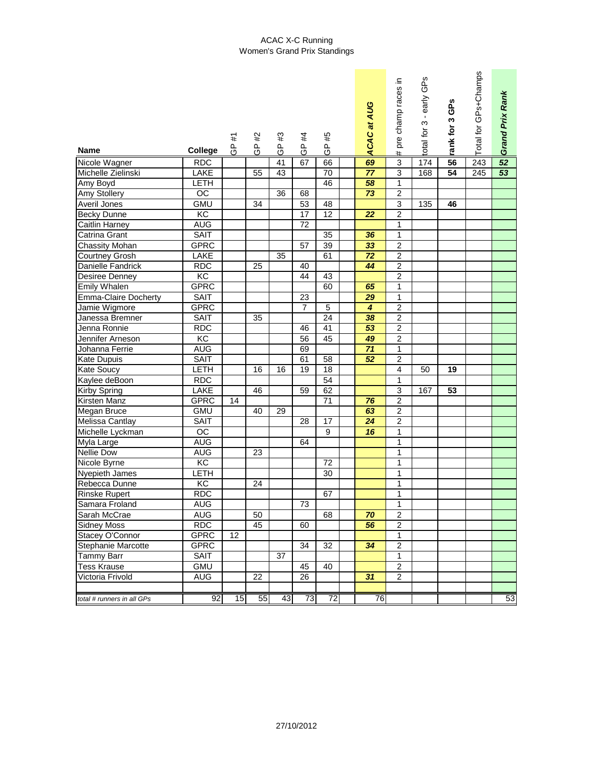ACAC X-C Running
Women's Grand Prix Standings

| Name | College | GP #1 | GP #2 | GP #3 | GP #4 | GP #5 | | ACAC at AUG | # pre champ races in | total for 3 - early GPs | rank for 3 GPs | Total for GPs+Champs | Grand Prix Rank |
|---|---|---|---|---|---|---|---|---|---|---|---|---|---|
| Nicole Wagner | RDC | | | 41 | 67 | 66 | | 69 | 3 | 174 | 56 | 243 | 52 |
| Michelle Zielinski | LAKE | | 55 | 43 | | 70 | | 77 | 3 | 168 | 54 | 245 | 53 |
| Amy Boyd | LETH | | | | | 46 | | 58 | 1 | | | | |
| Amy Stollery | OC | | | 36 | 68 | | | 73 | 2 | | | | |
| Averil Jones | GMU | | 34 | | 53 | 48 | | | 3 | 135 | 46 | | |
| Becky Dunne | KC | | | | 17 | 12 | | 22 | 2 | | | | |
| Caitlin Harney | AUG | | | | 72 | | | | 1 | | | | |
| Catrina Grant | SAIT | | | | | 35 | | 36 | 1 | | | | |
| Chassity Mohan | GPRC | | | | 57 | 39 | | 33 | 2 | | | | |
| Courtney Grosh | LAKE | | | 35 | | 61 | | 72 | 2 | | | | |
| Danielle Fandrick | RDC | | 25 | | 40 | | | 44 | 2 | | | | |
| Desiree Denney | KC | | | | 44 | 43 | | | 2 | | | | |
| Emily Whalen | GPRC | | | | | 60 | | 65 | 1 | | | | |
| Emma-Claire Docherty | SAIT | | | | 23 | | | 29 | 1 | | | | |
| Jamie Wigmore | GPRC | | | | 7 | 5 | | 4 | 2 | | | | |
| Janessa Bremner | SAIT | | 35 | | | 24 | | 38 | 2 | | | | |
| Jenna Ronnie | RDC | | | | 46 | 41 | | 53 | 2 | | | | |
| Jennifer Arneson | KC | | | | 56 | 45 | | 49 | 2 | | | | |
| Johanna Ferrie | AUG | | | | 69 | | | 71 | 1 | | | | |
| Kate Dupuis | SAIT | | | | 61 | 58 | | 52 | 2 | | | | |
| Kate Soucy | LETH | | 16 | 16 | 19 | 18 | | | 4 | 50 | 19 | | |
| Kaylee deBoon | RDC | | | | | 54 | | | 1 | | | | |
| Kirby Spring | LAKE | | 46 | | 59 | 62 | | | 3 | 167 | 53 | | |
| Kirsten Manz | GPRC | 14 | | | | 71 | | 76 | 2 | | | | |
| Megan Bruce | GMU | | 40 | 29 | | | | 63 | 2 | | | | |
| Melissa Cantlay | SAIT | | | | 28 | 17 | | 24 | 2 | | | | |
| Michelle Lyckman | OC | | | | | 9 | | 16 | 1 | | | | |
| Myla Large | AUG | | | | 64 | | | | 1 | | | | |
| Nellie Dow | AUG | | 23 | | | | | | 1 | | | | |
| Nicole Byrne | KC | | | | | 72 | | | 1 | | | | |
| Nyepieth James | LETH | | | | | 30 | | | 1 | | | | |
| Rebecca Dunne | KC | | 24 | | | | | | 1 | | | | |
| Rinske Rupert | RDC | | | | | 67 | | | 1 | | | | |
| Samara Froland | AUG | | | | 73 | | | | 1 | | | | |
| Sarah McCrae | AUG | | 50 | | | 68 | | 70 | 2 | | | | |
| Sidney Moss | RDC | | 45 | | 60 | | | 56 | 2 | | | | |
| Stacey O'Connor | GPRC | 12 | | | | | | | 1 | | | | |
| Stephanie Marcotte | GPRC | | | | 34 | 32 | | 34 | 2 | | | | |
| Tammy Barr | SAIT | | | 37 | | | | | 1 | | | | |
| Tess Krause | GMU | | | | 45 | 40 | | | 2 | | | | |
| Victoria Frivold | AUG | | 22 | | 26 | | | 31 | 2 | | | | |
| | | | | | | | | | | | | | |
| *total # runners in all GPs* | 92 | 15 | 55 | 43 | 73 | 72 | | 76 | | | | | 53 |

27/10/2012